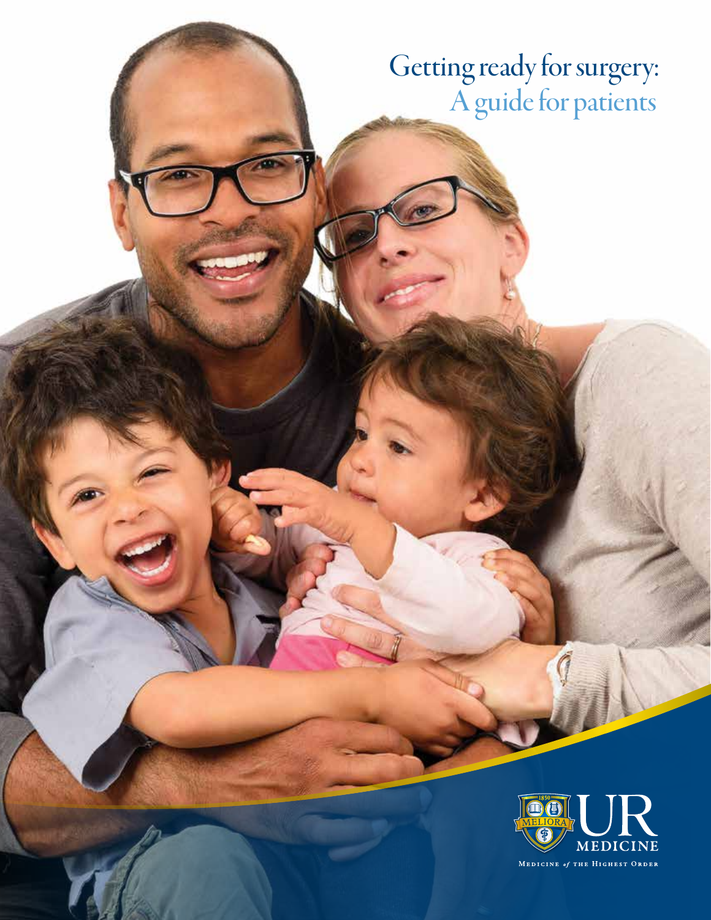# Getting ready for surgery:
## A guide for patients

UR MEDICINE

MELIORA 1850

MEDICINE *of* THE HIGHEST ORDER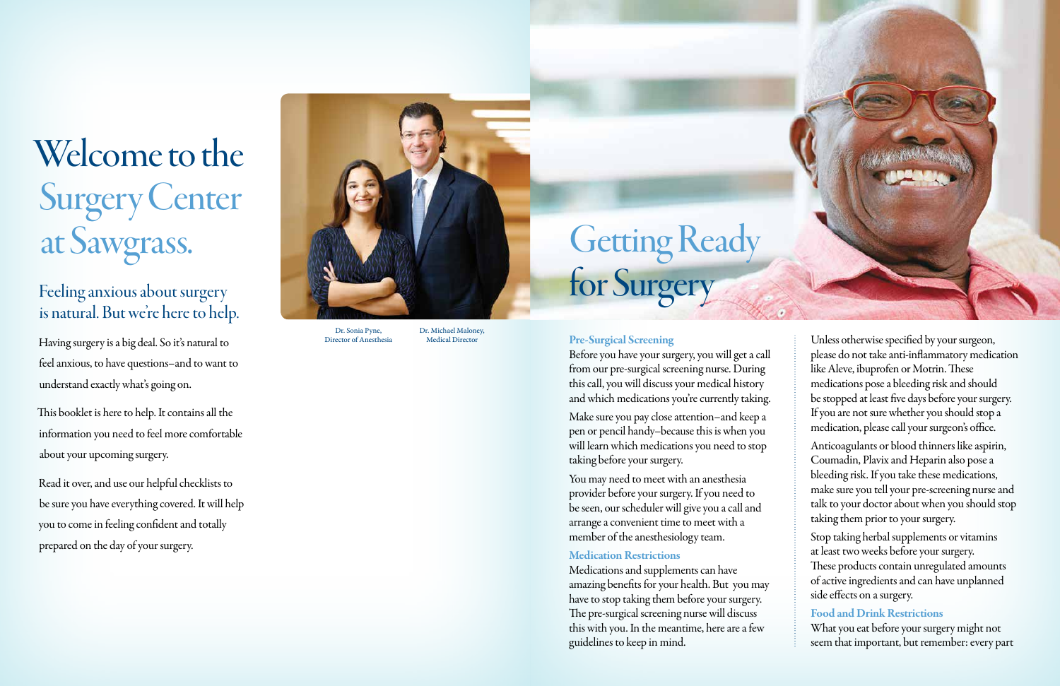# Welcome to the Surgery Center at Sawgrass.

## Feeling anxious about surgery is natural. But we're here to help.

Having surgery is a big deal. So it's natural to feel anxious, to have questions–and to want to understand exactly what's going on.

This booklet is here to help. It contains all the information you need to feel more comfortable about your upcoming surgery.

Read it over, and use our helpful checklists to be sure you have everything covered. It will help you to come in feeling confident and totally prepared on the day of your surgery.

Dr. Sonia Pyne, Director of Anesthesia

Dr. Michael Maloney, Medical Director

# Getting Ready for Surgery

### Pre-Surgical Screening

Before you have your surgery, you will get a call from our pre-surgical screening nurse. During this call, you will discuss your medical history and which medications you're currently taking.

Make sure you pay close attention–and keep a pen or pencil handy–because this is when you will learn which medications you need to stop taking before your surgery.

You may need to meet with an anesthesia provider before your surgery. If you need to be seen, our scheduler will give you a call and arrange a convenient time to meet with a member of the anesthesiology team.

### Medication Restrictions

Medications and supplements can have amazing benefits for your health. But you may have to stop taking them before your surgery. The pre-surgical screening nurse will discuss this with you. In the meantime, here are a few guidelines to keep in mind.

Unless otherwise specified by your surgeon, please do not take anti-inflammatory medication like Aleve, ibuprofen or Motrin. These medications pose a bleeding risk and should be stopped at least five days before your surgery. If you are not sure whether you should stop a medication, please call your surgeon's office.

Anticoagulants or blood thinners like aspirin, Coumadin, Plavix and Heparin also pose a bleeding risk. If you take these medications, make sure you tell your pre-screening nurse and talk to your doctor about when you should stop taking them prior to your surgery.

Stop taking herbal supplements or vitamins at least two weeks before your surgery. These products contain unregulated amounts of active ingredients and can have unplanned side effects on a surgery.

### Food and Drink Restrictions

What you eat before your surgery might not seem that important, but remember: every part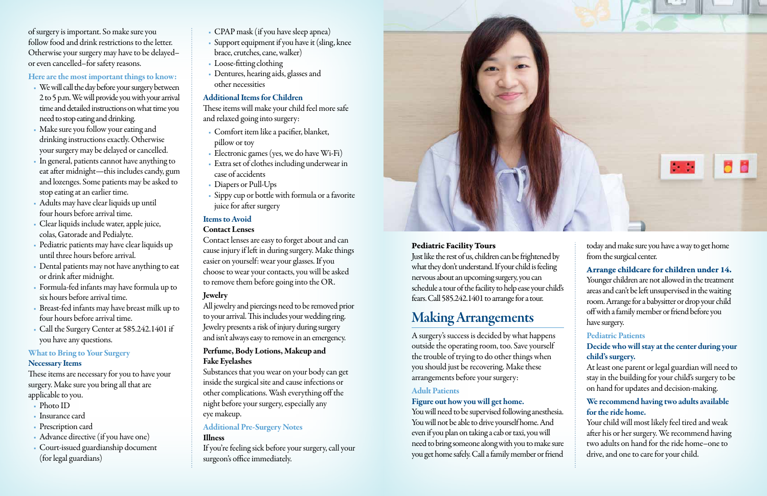of surgery is important. So make sure you follow food and drink restrictions to the letter. Otherwise your surgery may have to be delayed–or even cancelled–for safety reasons.

### Here are the most important things to know:

- We will call the day before your surgery between 2 to 5 p.m. We will provide you with your arrival time and detailed instructions on what time you need to stop eating and drinking.
- Make sure you follow your eating and drinking instructions exactly. Otherwise your surgery may be delayed or cancelled.
- In general, patients cannot have anything to eat after midnight—this includes candy, gum and lozenges. Some patients may be asked to stop eating at an earlier time.
- Adults may have clear liquids up until four hours before arrival time.
- Clear liquids include water, apple juice, colas, Gatorade and Pedialyte.
- Pediatric patients may have clear liquids up until three hours before arrival.
- Dental patients may not have anything to eat or drink after midnight.
- Formula-fed infants may have formula up to six hours before arrival time.
- Breast-fed infants may have breast milk up to four hours before arrival time.
- Call the Surgery Center at 585.242.1401 if you have any questions.

### What to Bring to Your Surgery

#### Necessary Items

These items are necessary for you to have your surgery. Make sure you bring all that are applicable to you.

- Photo ID
- Insurance card
- Prescription card
- Advance directive (if you have one)
- Court-issued guardianship document (for legal guardians)
- CPAP mask (if you have sleep apnea)
- Support equipment if you have it (sling, knee brace, crutches, cane, walker)
- Loose-fitting clothing
- Dentures, hearing aids, glasses and other necessities

#### Additional Items for Children

These items will make your child feel more safe and relaxed going into surgery:

- Comfort item like a pacifier, blanket, pillow or toy
- Electronic games (yes, we do have Wi-Fi)
- Extra set of clothes including underwear in case of accidents
- Diapers or Pull-Ups
- Sippy cup or bottle with formula or a favorite juice for after surgery

#### Items to Avoid

**Contact Lenses**

Contact lenses are easy to forget about and can cause injury if left in during surgery. Make things easier on yourself: wear your glasses. If you choose to wear your contacts, you will be asked to remove them before going into the OR.

**Jewelry**

All jewelry and piercings need to be removed prior to your arrival. This includes your wedding ring. Jewelry presents a risk of injury during surgery and isn't always easy to remove in an emergency.

**Perfume, Body Lotions, Makeup and Fake Eyelashes**

Substances that you wear on your body can get inside the surgical site and cause infections or other complications. Wash everything off the night before your surgery, especially any eye makeup.

### Additional Pre-Surgery Notes

**Illness**

If you're feeling sick before your surgery, call your surgeon's office immediately.

**Pediatric Facility Tours**

Just like the rest of us, children can be frightened by what they don't understand. If your child is feeling nervous about an upcoming surgery, you can schedule a tour of the facility to help ease your child's fears. Call 585.242.1401 to arrange for a tour.

## Making Arrangements

A surgery's success is decided by what happens outside the operating room, too. Save yourself the trouble of trying to do other things when you should just be recovering. Make these arrangements before your surgery:

### Adult Patients

#### Figure out how you will get home.

You will need to be supervised following anesthesia. You will not be able to drive yourself home. And even if you plan on taking a cab or taxi, you will need to bring someone along with you to make sure you get home safely. Call a family member or friend today and make sure you have a way to get home from the surgical center.

#### Arrange childcare for children under 14.

Younger children are not allowed in the treatment areas and can't be left unsupervised in the waiting room. Arrange for a babysitter or drop your child off with a family member or friend before you have surgery.

### Pediatric Patients

#### Decide who will stay at the center during your child's surgery.

At least one parent or legal guardian will need to stay in the building for your child's surgery to be on hand for updates and decision-making.

#### We recommend having two adults available for the ride home.

Your child will most likely feel tired and weak after his or her surgery. We recommend having two adults on hand for the ride home–one to drive, and one to care for your child.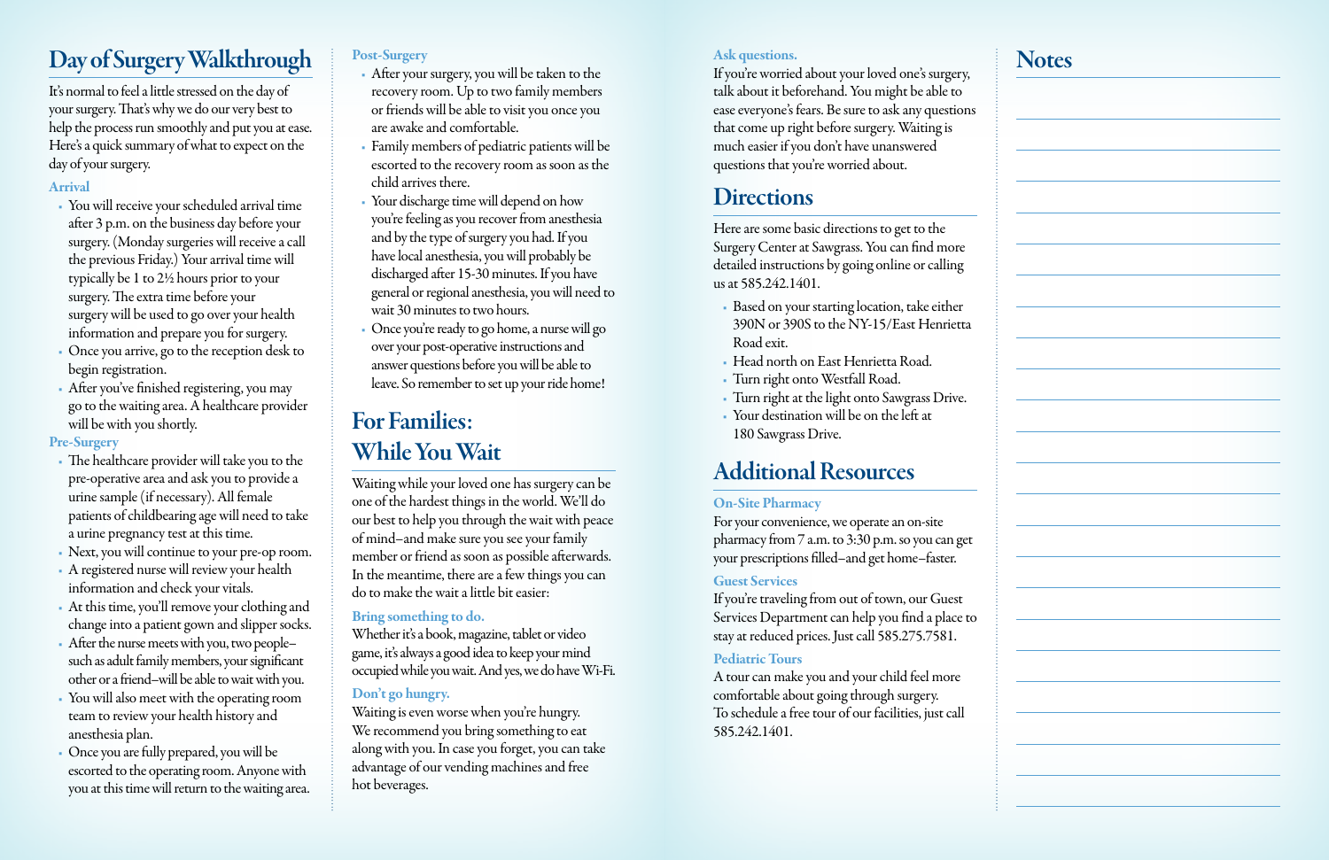## Day of Surgery Walkthrough

It's normal to feel a little stressed on the day of your surgery. That's why we do our very best to help the process run smoothly and put you at ease. Here's a quick summary of what to expect on the day of your surgery.

### Arrival

- You will receive your scheduled arrival time after 3 p.m. on the business day before your surgery. (Monday surgeries will receive a call the previous Friday.) Your arrival time will typically be 1 to 2½ hours prior to your surgery. The extra time before your surgery will be used to go over your health information and prepare you for surgery.
- Once you arrive, go to the reception desk to begin registration.
- After you've finished registering, you may go to the waiting area. A healthcare provider will be with you shortly.

### Pre-Surgery

- The healthcare provider will take you to the pre-operative area and ask you to provide a urine sample (if necessary). All female patients of childbearing age will need to take a urine pregnancy test at this time.
- Next, you will continue to your pre-op room.
- A registered nurse will review your health information and check your vitals.
- At this time, you'll remove your clothing and change into a patient gown and slipper socks.
- After the nurse meets with you, two people–such as adult family members, your significant other or a friend–will be able to wait with you.
- You will also meet with the operating room team to review your health history and anesthesia plan.
- Once you are fully prepared, you will be escorted to the operating room. Anyone with you at this time will return to the waiting area.

### Post-Surgery

- After your surgery, you will be taken to the recovery room. Up to two family members or friends will be able to visit you once you are awake and comfortable.
- Family members of pediatric patients will be escorted to the recovery room as soon as the child arrives there.
- Your discharge time will depend on how you're feeling as you recover from anesthesia and by the type of surgery you had. If you have local anesthesia, you will probably be discharged after 15-30 minutes. If you have general or regional anesthesia, you will need to wait 30 minutes to two hours.
- Once you're ready to go home, a nurse will go over your post-operative instructions and answer questions before you will be able to leave. So remember to set up your ride home!

## For Families: While You Wait

Waiting while your loved one has surgery can be one of the hardest things in the world. We'll do our best to help you through the wait with peace of mind–and make sure you see your family member or friend as soon as possible afterwards. In the meantime, there are a few things you can do to make the wait a little bit easier:

### Bring something to do.

Whether it's a book, magazine, tablet or video game, it's always a good idea to keep your mind occupied while you wait. And yes, we do have Wi-Fi.

### Don't go hungry.

Waiting is even worse when you're hungry. We recommend you bring something to eat along with you. In case you forget, you can take advantage of our vending machines and free hot beverages.

### Ask questions.

If you're worried about your loved one's surgery, talk about it beforehand. You might be able to ease everyone's fears. Be sure to ask any questions that come up right before surgery. Waiting is much easier if you don't have unanswered questions that you're worried about.

## Directions

Here are some basic directions to get to the Surgery Center at Sawgrass. You can find more detailed instructions by going online or calling us at 585.242.1401.

- Based on your starting location, take either 390N or 390S to the NY-15/East Henrietta Road exit.
- Head north on East Henrietta Road.
- Turn right onto Westfall Road.
- Turn right at the light onto Sawgrass Drive.
- Your destination will be on the left at 180 Sawgrass Drive.

## Additional Resources

### On-Site Pharmacy

For your convenience, we operate an on-site pharmacy from 7 a.m. to 3:30 p.m. so you can get your prescriptions filled–and get home–faster.

### Guest Services

If you're traveling from out of town, our Guest Services Department can help you find a place to stay at reduced prices. Just call 585.275.7581.

### Pediatric Tours

A tour can make you and your child feel more comfortable about going through surgery. To schedule a free tour of our facilities, just call 585.242.1401.

## Notes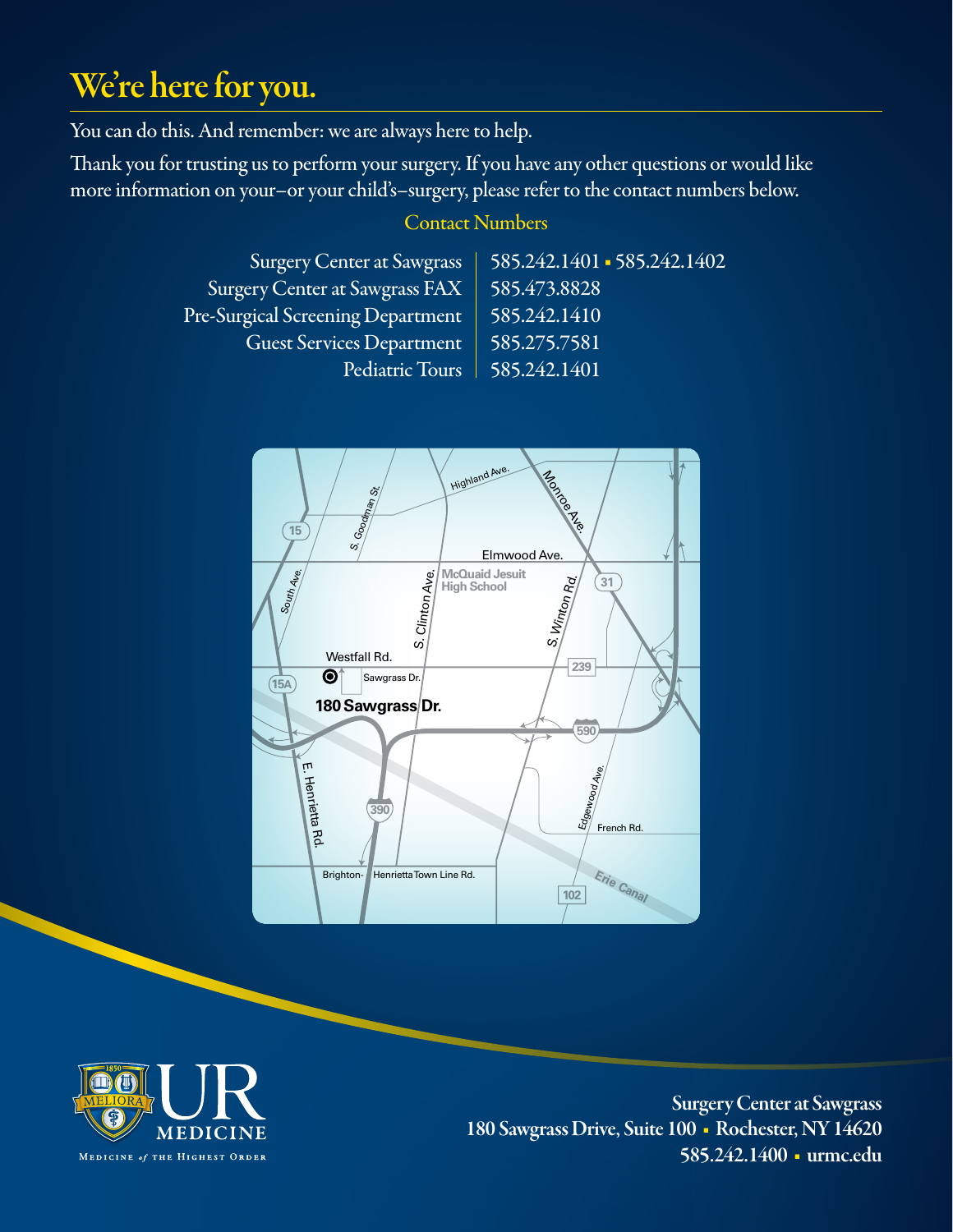# We're here for you.

You can do this. And remember: we are always here to help.

Thank you for trusting us to perform your surgery. If you have any other questions or would like more information on your–or your child's–surgery, please refer to the contact numbers below.

## Contact Numbers

| | |
|---|---|
| Surgery Center at Sawgrass | 585.242.1401 ▪ 585.242.1402 |
| Surgery Center at Sawgrass FAX | 585.473.8828 |
| Pre-Surgical Screening Department | 585.242.1410 |
| Guest Services Department | 585.275.7581 |
| Pediatric Tours | 585.242.1401 |

Highland Ave.
S. Goodman St.
Monroe Ave.
15
Elmwood Ave.
South Ave.
S. Clinton Ave.
McQuaid Jesuit High School
S. Winton Rd.
31
Westfall Rd.
239
15A
Sawgrass Dr.
**180 Sawgrass Dr.**
590
E. Henrietta Rd.
390
Edgewood Ave.
French Rd.
Brighton-Henrietta Town Line Rd.
Erie Canal
102

UR MEDICINE
MEDICINE *of* THE HIGHEST ORDER

**Surgery Center at Sawgrass**
**180 Sawgrass Drive, Suite 100 ▪ Rochester, NY 14620**
**585.242.1400 ▪ urmc.edu**